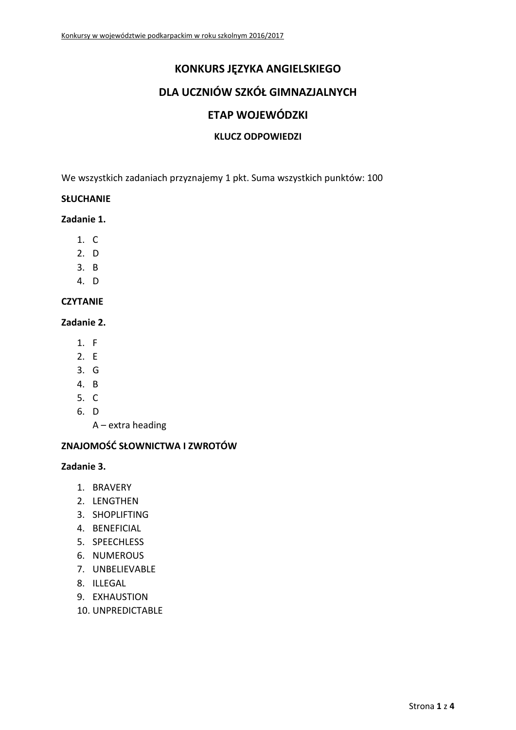# KONKURS JĘZYKA ANGIELSKIEGO

# DLA UCZNIÓW SZKÓŁ GIMNAZJALNYCH

# ETAP WOJEWÓDZKI

## KLUCZ ODPOWIEDZI

We wszystkich zadaniach przyznajemy 1 pkt. Suma wszystkich punktów: 100

**SŁUCHANIE**

**Zadanie 1.**

1. C
2. D
3. B
4. D

**CZYTANIE**

**Zadanie 2.**

1. F
2. E
3. G
4. B
5. C
6. D
   A – extra heading

**ZNAJOMOŚĆ SŁOWNICTWA I ZWROTÓW**

**Zadanie 3.**

1. BRAVERY
2. LENGTHEN
3. SHOPLIFTING
4. BENEFICIAL
5. SPEECHLESS
6. NUMEROUS
7. UNBELIEVABLE
8. ILLEGAL
9. EXHAUSTION
10. UNPREDICTABLE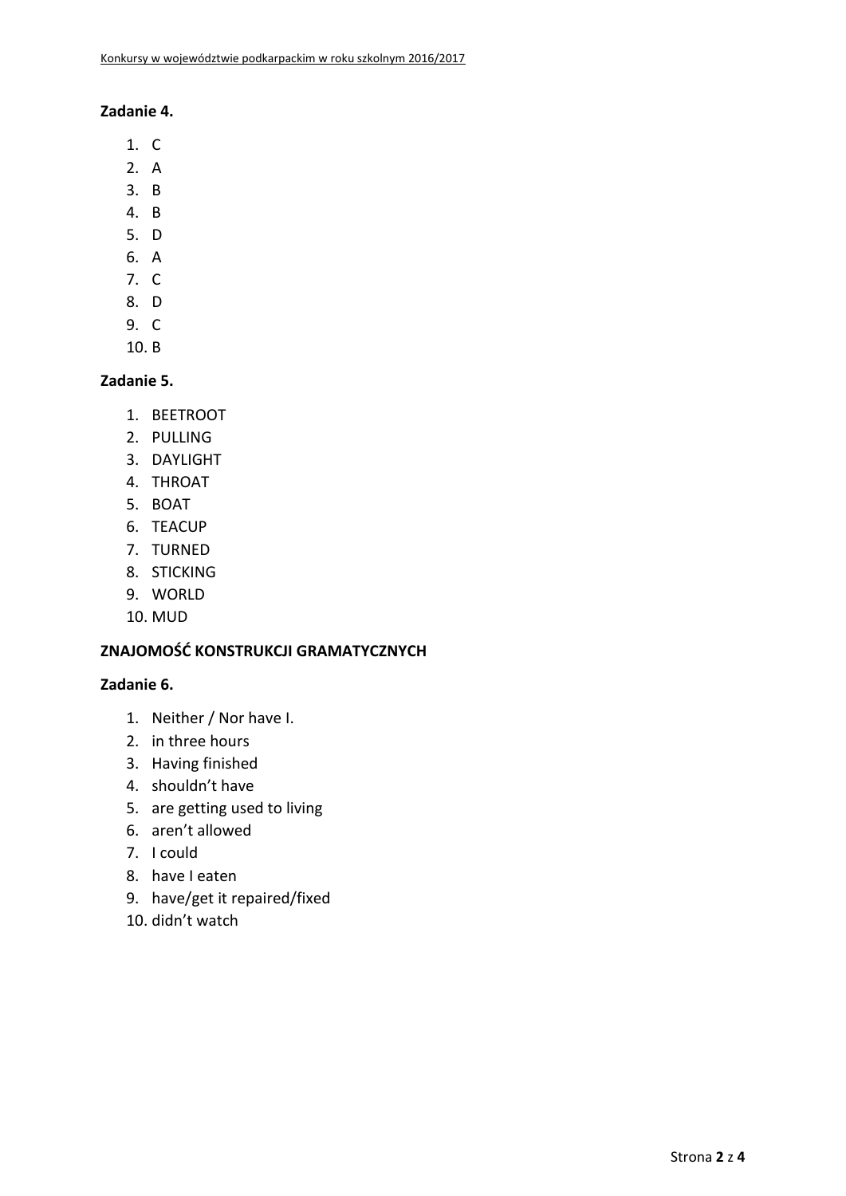**Zadanie 4.**

1. C
2. A
3. B
4. B
5. D
6. A
7. C
8. D
9. C
10. B

**Zadanie 5.**

1. BEETROOT
2. PULLING
3. DAYLIGHT
4. THROAT
5. BOAT
6. TEACUP
7. TURNED
8. STICKING
9. WORLD
10. MUD

**ZNAJOMOŚĆ KONSTRUKCJI GRAMATYCZNYCH**

**Zadanie 6.**

1. Neither / Nor have I.
2. in three hours
3. Having finished
4. shouldn't have
5. are getting used to living
6. aren't allowed
7. I could
8. have I eaten
9. have/get it repaired/fixed
10. didn't watch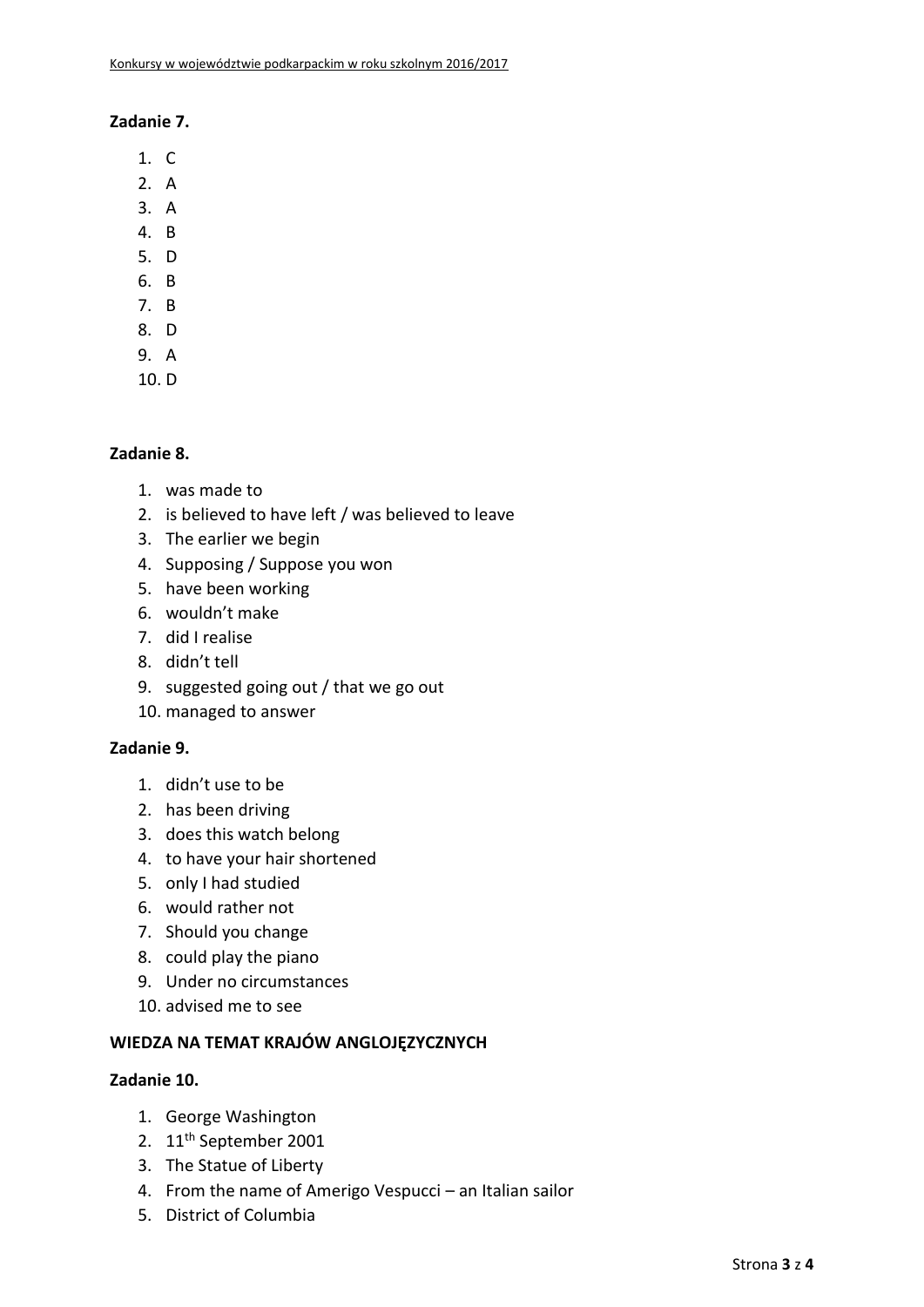**Zadanie 7.**

1. C
2. A
3. A
4. B
5. D
6. B
7. B
8. D
9. A
10. D

**Zadanie 8.**

1. was made to
2. is believed to have left / was believed to leave
3. The earlier we begin
4. Supposing / Suppose you won
5. have been working
6. wouldn't make
7. did I realise
8. didn't tell
9. suggested going out / that we go out
10. managed to answer

**Zadanie 9.**

1. didn't use to be
2. has been driving
3. does this watch belong
4. to have your hair shortened
5. only I had studied
6. would rather not
7. Should you change
8. could play the piano
9. Under no circumstances
10. advised me to see

**WIEDZA NA TEMAT KRAJÓW ANGLOJĘZYCZNYCH**

**Zadanie 10.**

1. George Washington
2. 11th September 2001
3. The Statue of Liberty
4. From the name of Amerigo Vespucci – an Italian sailor
5. District of Columbia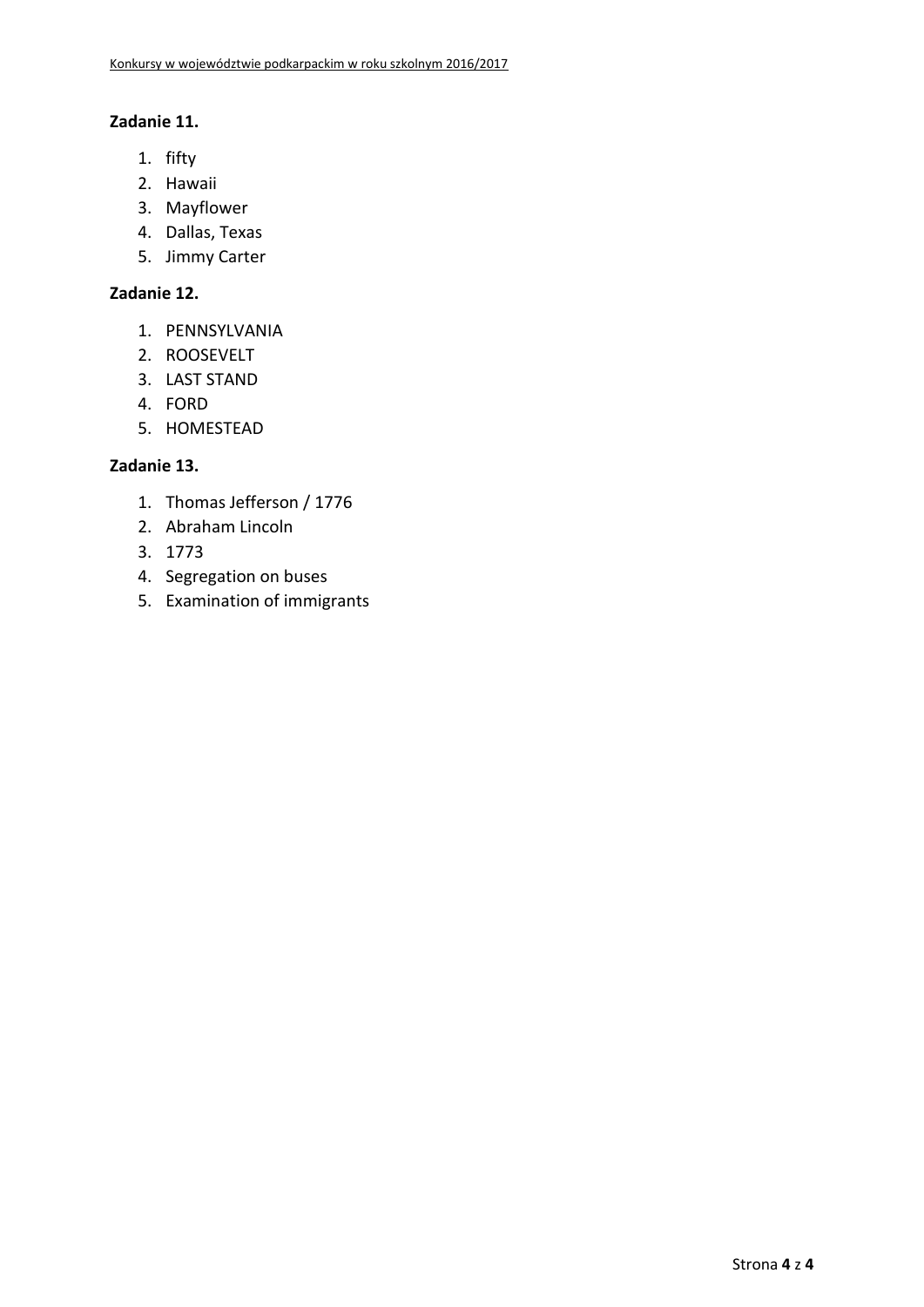**Zadanie 11.**

1. fifty
2. Hawaii
3. Mayflower
4. Dallas, Texas
5. Jimmy Carter

**Zadanie 12.**

1. PENNSYLVANIA
2. ROOSEVELT
3. LAST STAND
4. FORD
5. HOMESTEAD

**Zadanie 13.**

1. Thomas Jefferson / 1776
2. Abraham Lincoln
3. 1773
4. Segregation on buses
5. Examination of immigrants